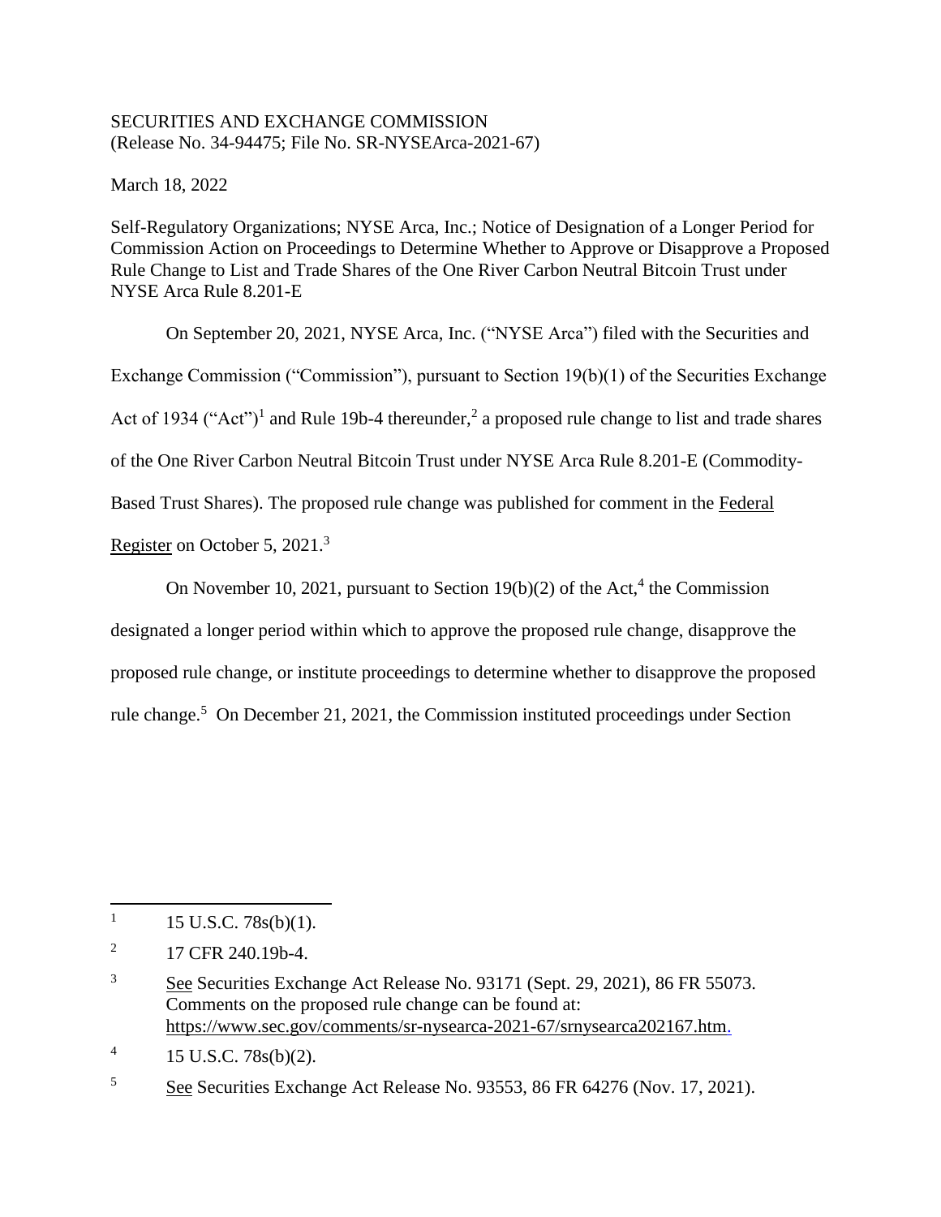SECURITIES AND EXCHANGE COMMISSION
(Release No. 34-94475; File No. SR-NYSEArca-2021-67)

March 18, 2022

Self-Regulatory Organizations; NYSE Arca, Inc.; Notice of Designation of a Longer Period for Commission Action on Proceedings to Determine Whether to Approve or Disapprove a Proposed Rule Change to List and Trade Shares of the One River Carbon Neutral Bitcoin Trust under NYSE Arca Rule 8.201-E

On September 20, 2021, NYSE Arca, Inc. ("NYSE Arca") filed with the Securities and Exchange Commission ("Commission"), pursuant to Section 19(b)(1) of the Securities Exchange Act of 1934 ("Act")[1] and Rule 19b-4 thereunder,[2] a proposed rule change to list and trade shares of the One River Carbon Neutral Bitcoin Trust under NYSE Arca Rule 8.201-E (Commodity-Based Trust Shares). The proposed rule change was published for comment in the Federal Register on October 5, 2021.[3]

On November 10, 2021, pursuant to Section 19(b)(2) of the Act,[4] the Commission designated a longer period within which to approve the proposed rule change, disapprove the proposed rule change, or institute proceedings to determine whether to disapprove the proposed rule change.[5] On December 21, 2021, the Commission instituted proceedings under Section

---

[1] 15 U.S.C. 78s(b)(1).

[2] 17 CFR 240.19b-4.

[3] See Securities Exchange Act Release No. 93171 (Sept. 29, 2021), 86 FR 55073. Comments on the proposed rule change can be found at: https://www.sec.gov/comments/sr-nysearca-2021-67/srnysearca202167.htm.

[4] 15 U.S.C. 78s(b)(2).

[5] See Securities Exchange Act Release No. 93553, 86 FR 64276 (Nov. 17, 2021).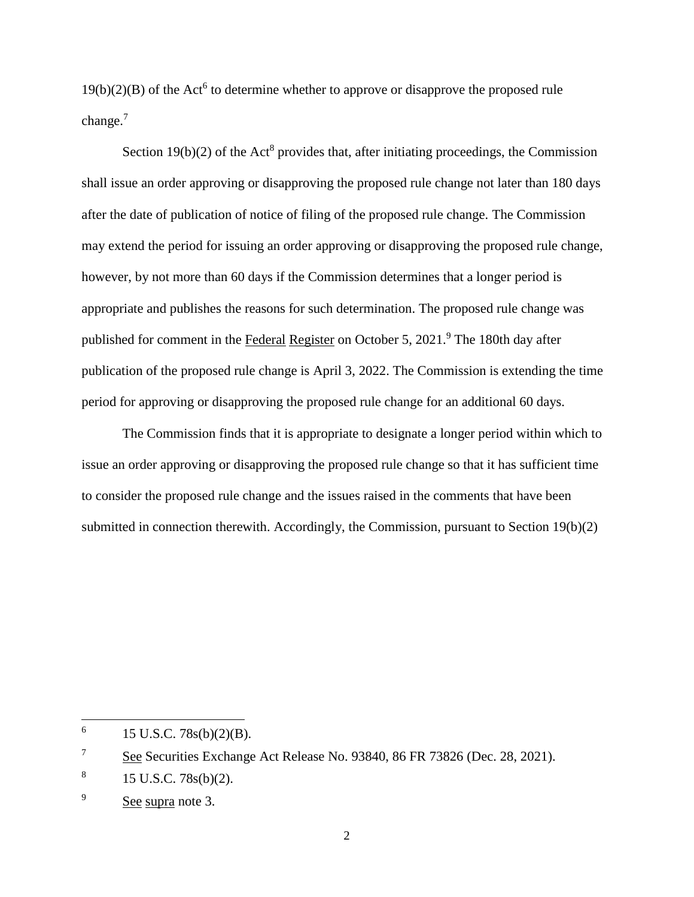19(b)(2)(B) of the Act[6] to determine whether to approve or disapprove the proposed rule change.[7]

Section 19(b)(2) of the Act[8] provides that, after initiating proceedings, the Commission shall issue an order approving or disapproving the proposed rule change not later than 180 days after the date of publication of notice of filing of the proposed rule change. The Commission may extend the period for issuing an order approving or disapproving the proposed rule change, however, by not more than 60 days if the Commission determines that a longer period is appropriate and publishes the reasons for such determination. The proposed rule change was published for comment in the Federal Register on October 5, 2021.[9] The 180th day after publication of the proposed rule change is April 3, 2022. The Commission is extending the time period for approving or disapproving the proposed rule change for an additional 60 days.

The Commission finds that it is appropriate to designate a longer period within which to issue an order approving or disapproving the proposed rule change so that it has sufficient time to consider the proposed rule change and the issues raised in the comments that have been submitted in connection therewith. Accordingly, the Commission, pursuant to Section 19(b)(2)

---

[6] 15 U.S.C. 78s(b)(2)(B).

[7] See Securities Exchange Act Release No. 93840, 86 FR 73826 (Dec. 28, 2021).

[8] 15 U.S.C. 78s(b)(2).

[9] See supra note 3.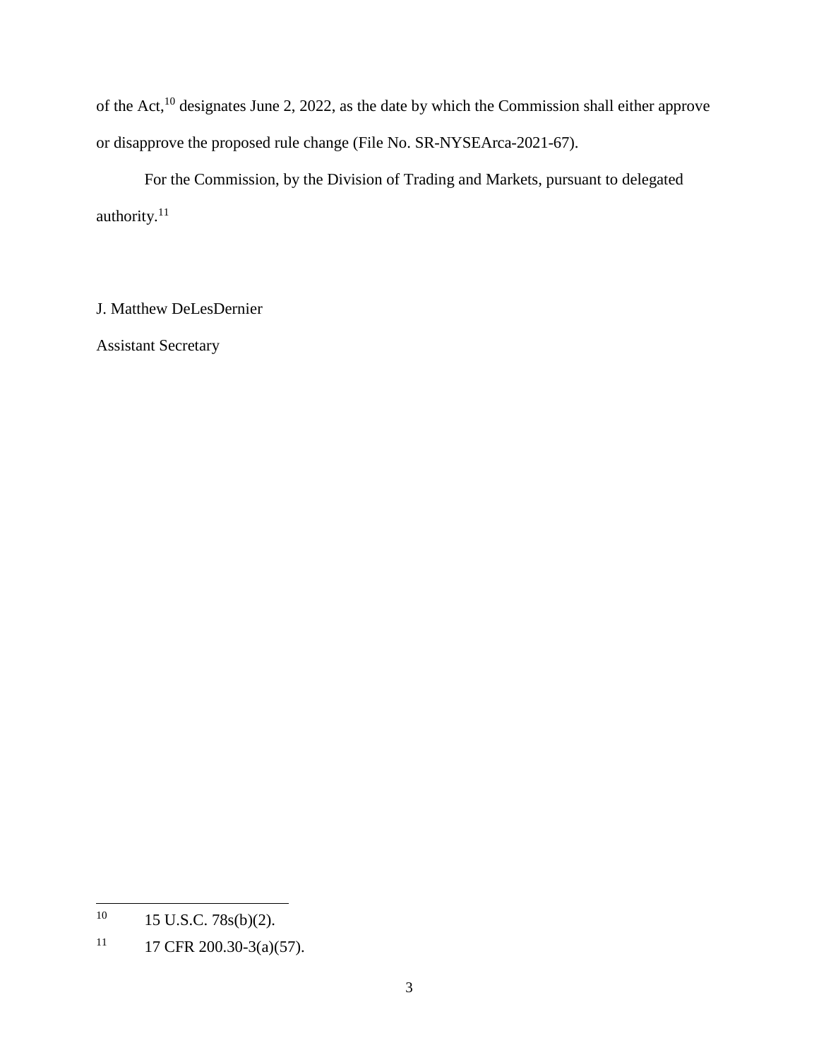of the Act,[10] designates June 2, 2022, as the date by which the Commission shall either approve or disapprove the proposed rule change (File No. SR-NYSEArca-2021-67).

For the Commission, by the Division of Trading and Markets, pursuant to delegated authority.[11]

J. Matthew DeLesDernier

Assistant Secretary

---

[10] 15 U.S.C. 78s(b)(2).

[11] 17 CFR 200.30-3(a)(57).